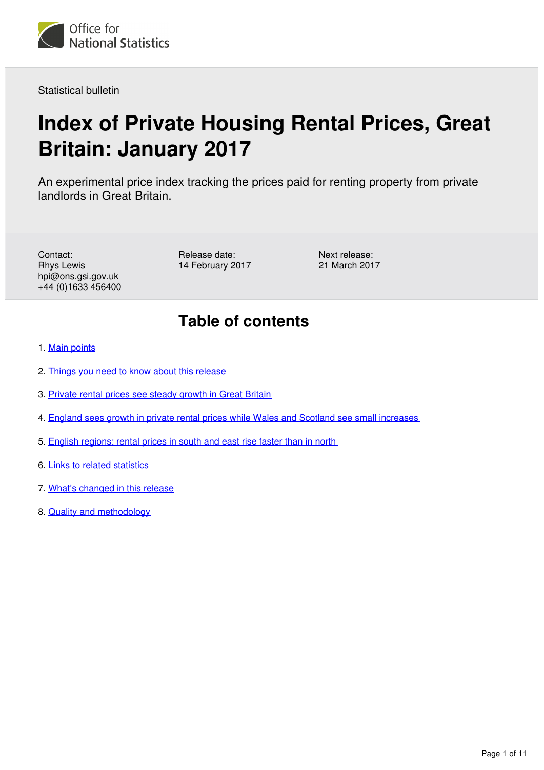Office for National Statistics

Statistical bulletin

# Index of Private Housing Rental Prices, Great Britain: January 2017

An experimental price index tracking the prices paid for renting property from private landlords in Great Britain.

Contact:
Rhys Lewis
hpi@ons.gsi.gov.uk
+44 (0)1633 456400

Release date:
14 February 2017

Next release:
21 March 2017

## Table of contents

1. Main points
2. Things you need to know about this release
3. Private rental prices see steady growth in Great Britain
4. England sees growth in private rental prices while Wales and Scotland see small increases
5. English regions: rental prices in south and east rise faster than in north
6. Links to related statistics
7. What's changed in this release
8. Quality and methodology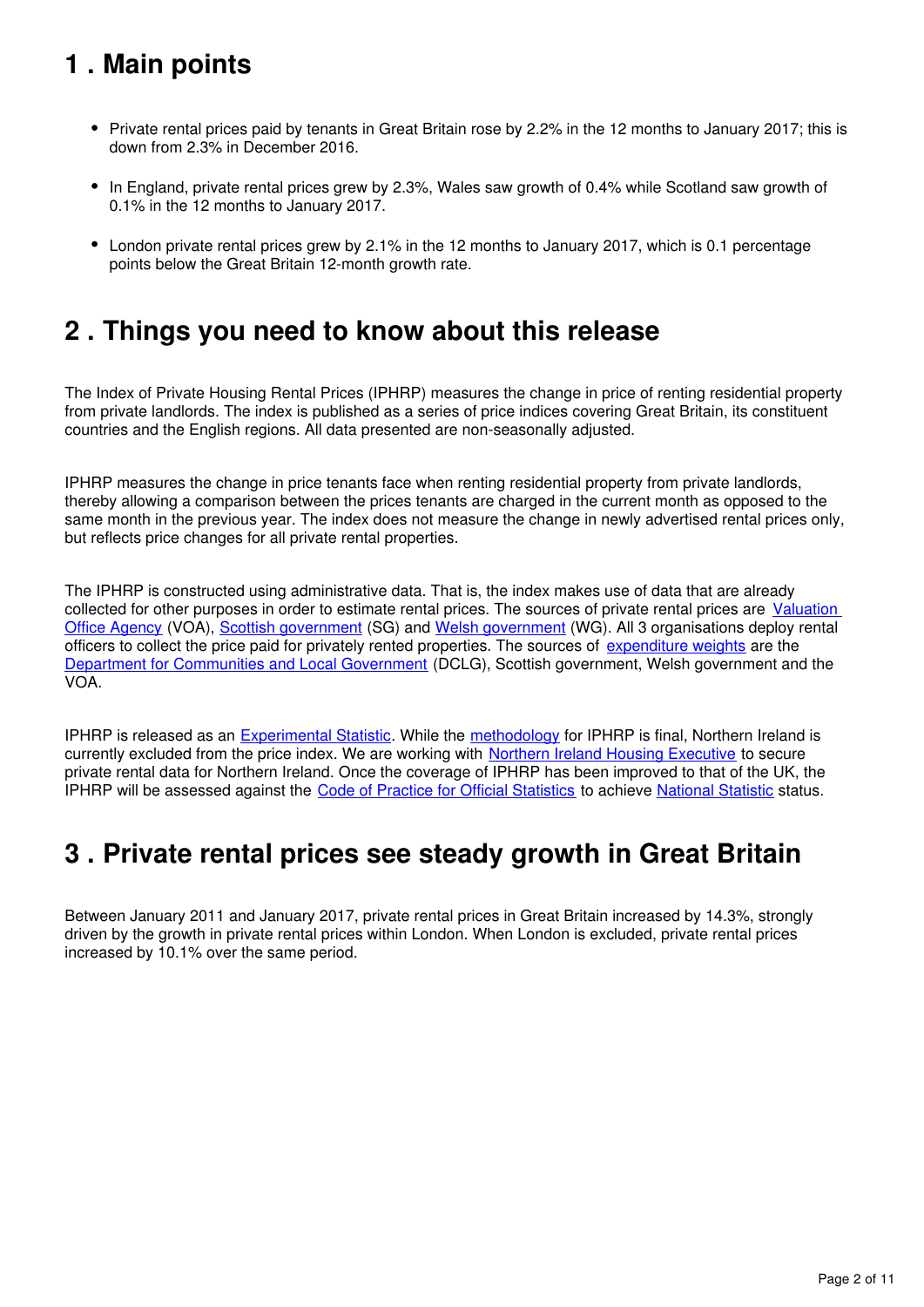## 1 . Main points

- Private rental prices paid by tenants in Great Britain rose by 2.2% in the 12 months to January 2017; this is down from 2.3% in December 2016.
- In England, private rental prices grew by 2.3%, Wales saw growth of 0.4% while Scotland saw growth of 0.1% in the 12 months to January 2017.
- London private rental prices grew by 2.1% in the 12 months to January 2017, which is 0.1 percentage points below the Great Britain 12-month growth rate.

## 2 . Things you need to know about this release

The Index of Private Housing Rental Prices (IPHRP) measures the change in price of renting residential property from private landlords. The index is published as a series of price indices covering Great Britain, its constituent countries and the English regions. All data presented are non-seasonally adjusted.

IPHRP measures the change in price tenants face when renting residential property from private landlords, thereby allowing a comparison between the prices tenants are charged in the current month as opposed to the same month in the previous year. The index does not measure the change in newly advertised rental prices only, but reflects price changes for all private rental properties.

The IPHRP is constructed using administrative data. That is, the index makes use of data that are already collected for other purposes in order to estimate rental prices. The sources of private rental prices are Valuation Office Agency (VOA), Scottish government (SG) and Welsh government (WG). All 3 organisations deploy rental officers to collect the price paid for privately rented properties. The sources of expenditure weights are the Department for Communities and Local Government (DCLG), Scottish government, Welsh government and the VOA.

IPHRP is released as an Experimental Statistic. While the methodology for IPHRP is final, Northern Ireland is currently excluded from the price index. We are working with Northern Ireland Housing Executive to secure private rental data for Northern Ireland. Once the coverage of IPHRP has been improved to that of the UK, the IPHRP will be assessed against the Code of Practice for Official Statistics to achieve National Statistic status.

## 3 . Private rental prices see steady growth in Great Britain

Between January 2011 and January 2017, private rental prices in Great Britain increased by 14.3%, strongly driven by the growth in private rental prices within London. When London is excluded, private rental prices increased by 10.1% over the same period.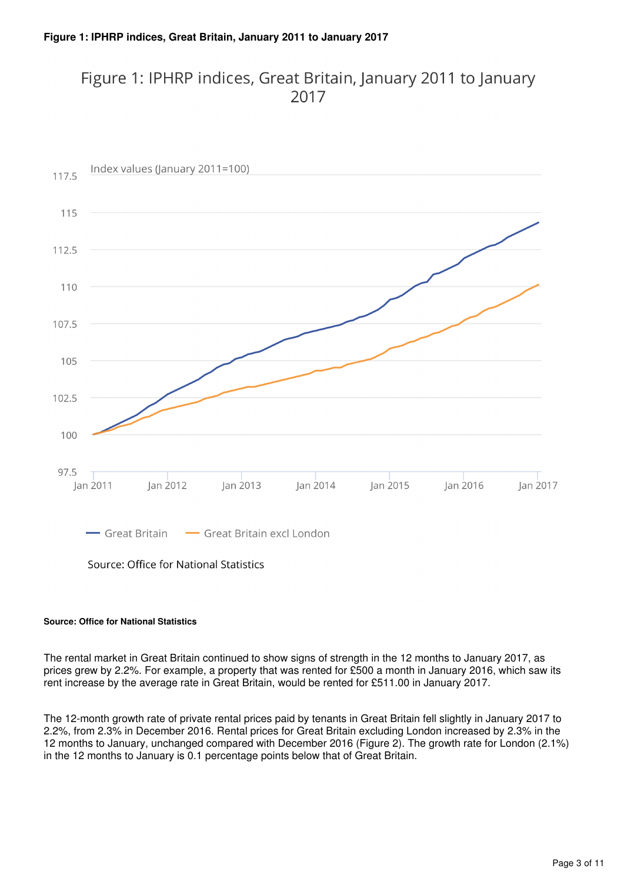**Figure 1: IPHRP indices, Great Britain, January 2011 to January 2017**

**Source: Office for National Statistics**

The rental market in Great Britain continued to show signs of strength in the 12 months to January 2017, as prices grew by 2.2%. For example, a property that was rented for £500 a month in January 2016, which saw its rent increase by the average rate in Great Britain, would be rented for £511.00 in January 2017.

The 12-month growth rate of private rental prices paid by tenants in Great Britain fell slightly in January 2017 to 2.2%, from 2.3% in December 2016. Rental prices for Great Britain excluding London increased by 2.3% in the 12 months to January, unchanged compared with December 2016 (Figure 2). The growth rate for London (2.1%) in the 12 months to January is 0.1 percentage points below that of Great Britain.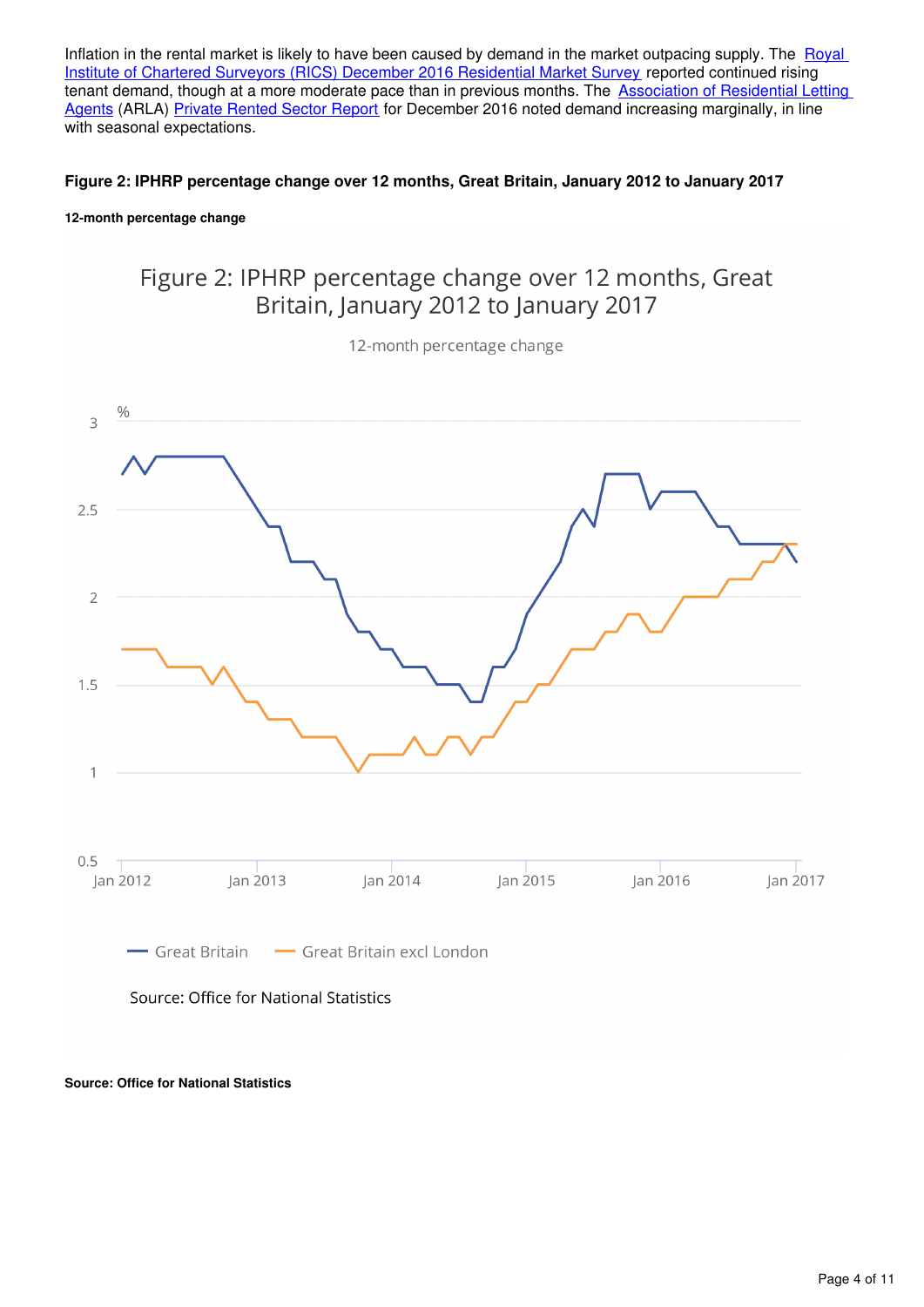Inflation in the rental market is likely to have been caused by demand in the market outpacing supply. The [Royal Institute of Chartered Surveyors (RICS) December 2016 Residential Market Survey] reported continued rising tenant demand, though at a more moderate pace than in previous months. The [Association of Residential Letting Agents] (ARLA) [Private Rented Sector Report] for December 2016 noted demand increasing marginally, in line with seasonal expectations.

**Figure 2: IPHRP percentage change over 12 months, Great Britain, January 2012 to January 2017**

**12-month percentage change**

**Source: Office for National Statistics**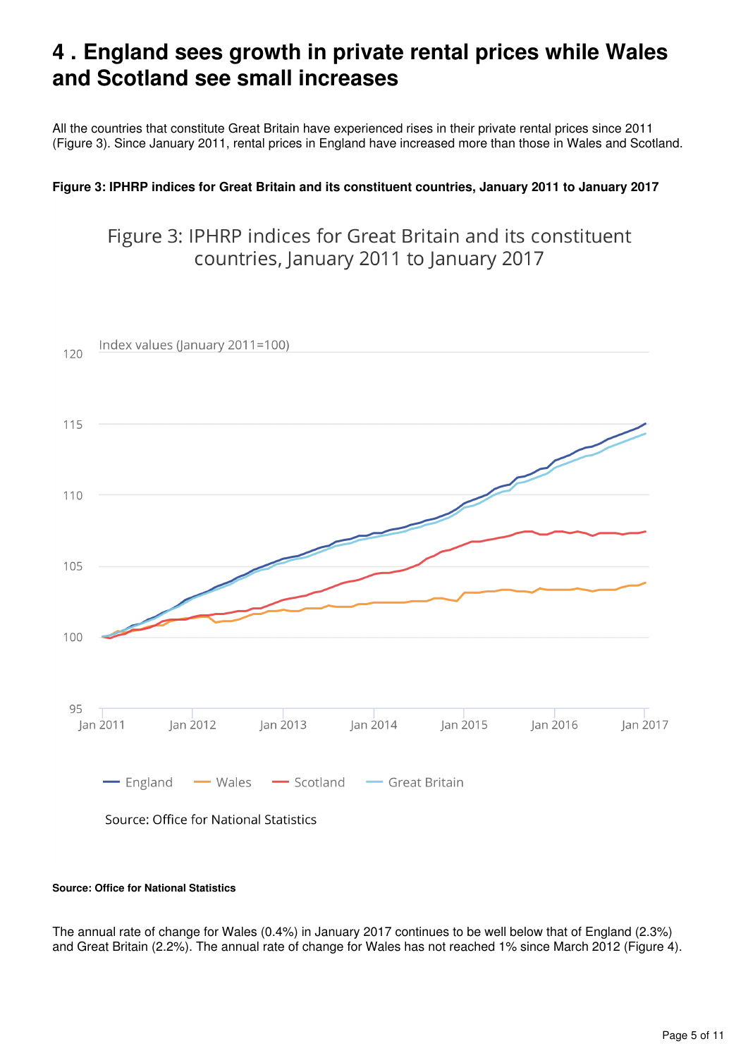## 4 . England sees growth in private rental prices while Wales and Scotland see small increases

All the countries that constitute Great Britain have experienced rises in their private rental prices since 2011 (Figure 3). Since January 2011, rental prices in England have increased more than those in Wales and Scotland.

**Figure 3: IPHRP indices for Great Britain and its constituent countries, January 2011 to January 2017**

**Source: Office for National Statistics**

The annual rate of change for Wales (0.4%) in January 2017 continues to be well below that of England (2.3%) and Great Britain (2.2%). The annual rate of change for Wales has not reached 1% since March 2012 (Figure 4).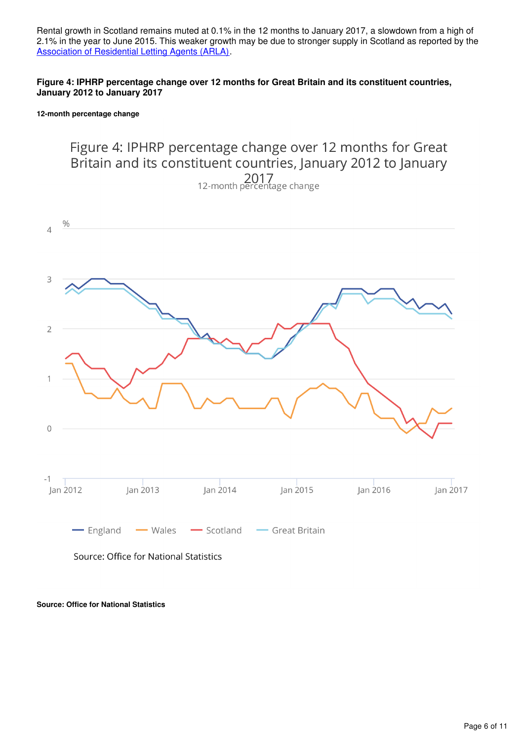Rental growth in Scotland remains muted at 0.1% in the 12 months to January 2017, a slowdown from a high of 2.1% in the year to June 2015. This weaker growth may be due to stronger supply in Scotland as reported by the [Association of Residential Letting Agents (ARLA)](#).

**Figure 4: IPHRP percentage change over 12 months for Great Britain and its constituent countries, January 2012 to January 2017**

**12-month percentage change**

**Source: Office for National Statistics**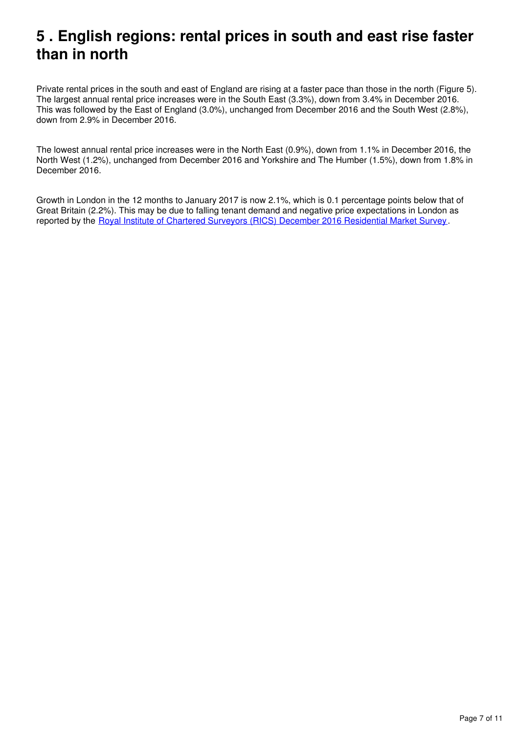## 5 . English regions: rental prices in south and east rise faster than in north

Private rental prices in the south and east of England are rising at a faster pace than those in the north (Figure 5). The largest annual rental price increases were in the South East (3.3%), down from 3.4% in December 2016. This was followed by the East of England (3.0%), unchanged from December 2016 and the South West (2.8%), down from 2.9% in December 2016.

The lowest annual rental price increases were in the North East (0.9%), down from 1.1% in December 2016, the North West (1.2%), unchanged from December 2016 and Yorkshire and The Humber (1.5%), down from 1.8% in December 2016.

Growth in London in the 12 months to January 2017 is now 2.1%, which is 0.1 percentage points below that of Great Britain (2.2%). This may be due to falling tenant demand and negative price expectations in London as reported by the [Royal Institute of Chartered Surveyors (RICS) December 2016 Residential Market Survey](#).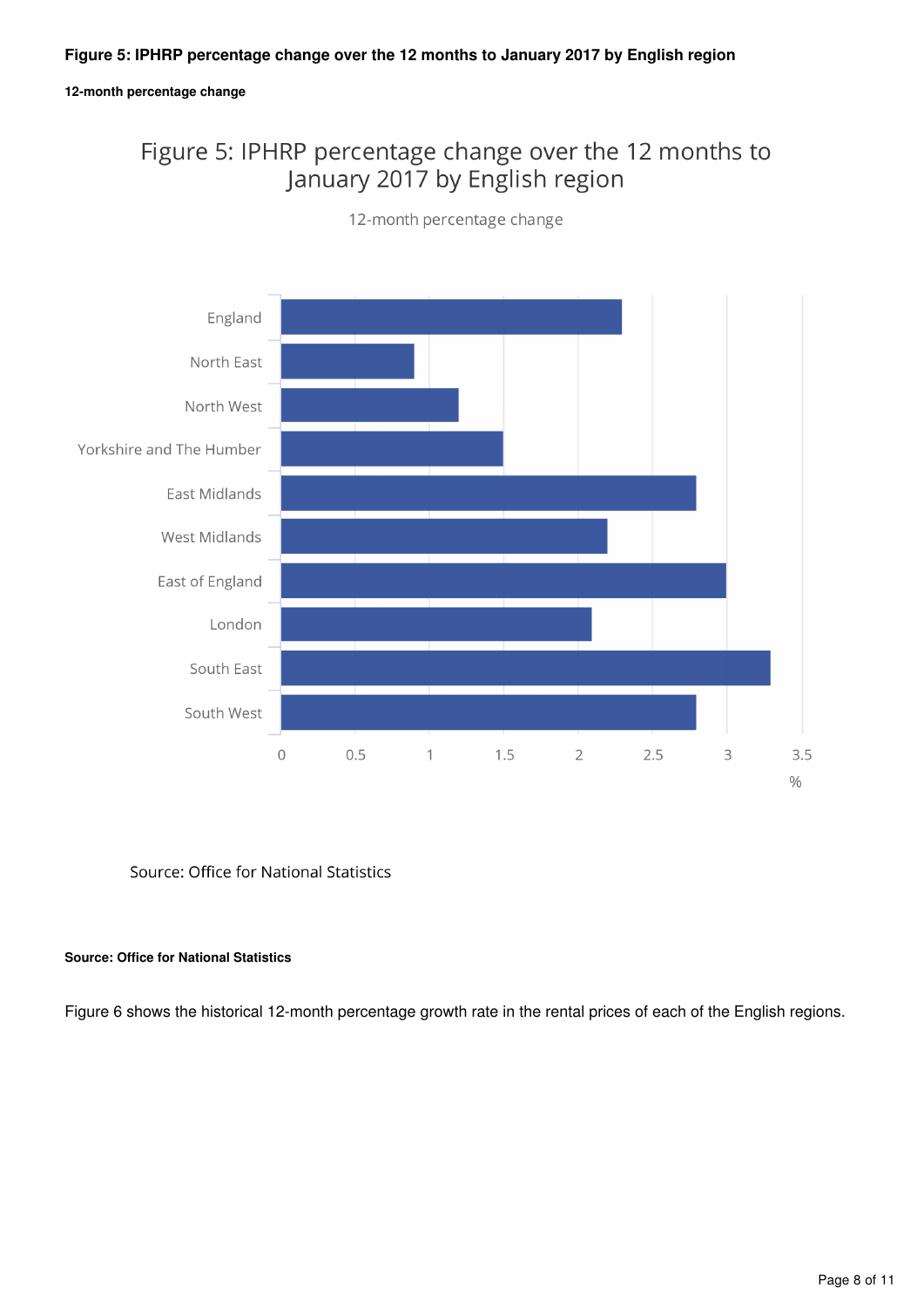**Figure 5: IPHRP percentage change over the 12 months to January 2017 by English region**

**12-month percentage change**

**Source: Office for National Statistics**

Figure 6 shows the historical 12-month percentage growth rate in the rental prices of each of the English regions.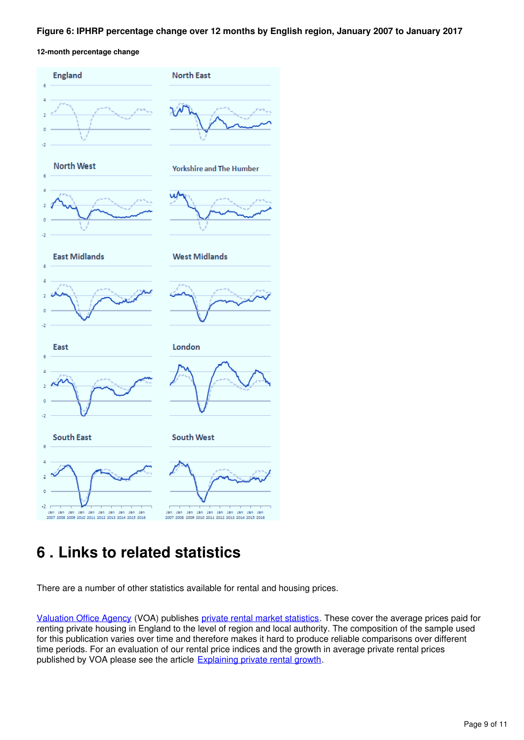**Figure 6: IPHRP percentage change over 12 months by English region, January 2007 to January 2017**

**12-month percentage change**

# 6 . Links to related statistics

There are a number of other statistics available for rental and housing prices.

[Valuation Office Agency](#) (VOA) publishes [private rental market statistics](#). These cover the average prices paid for renting private housing in England to the level of region and local authority. The composition of the sample used for this publication varies over time and therefore makes it hard to produce reliable comparisons over different time periods. For an evaluation of our rental price indices and the growth in average private rental prices published by VOA please see the article [Explaining private rental growth](#).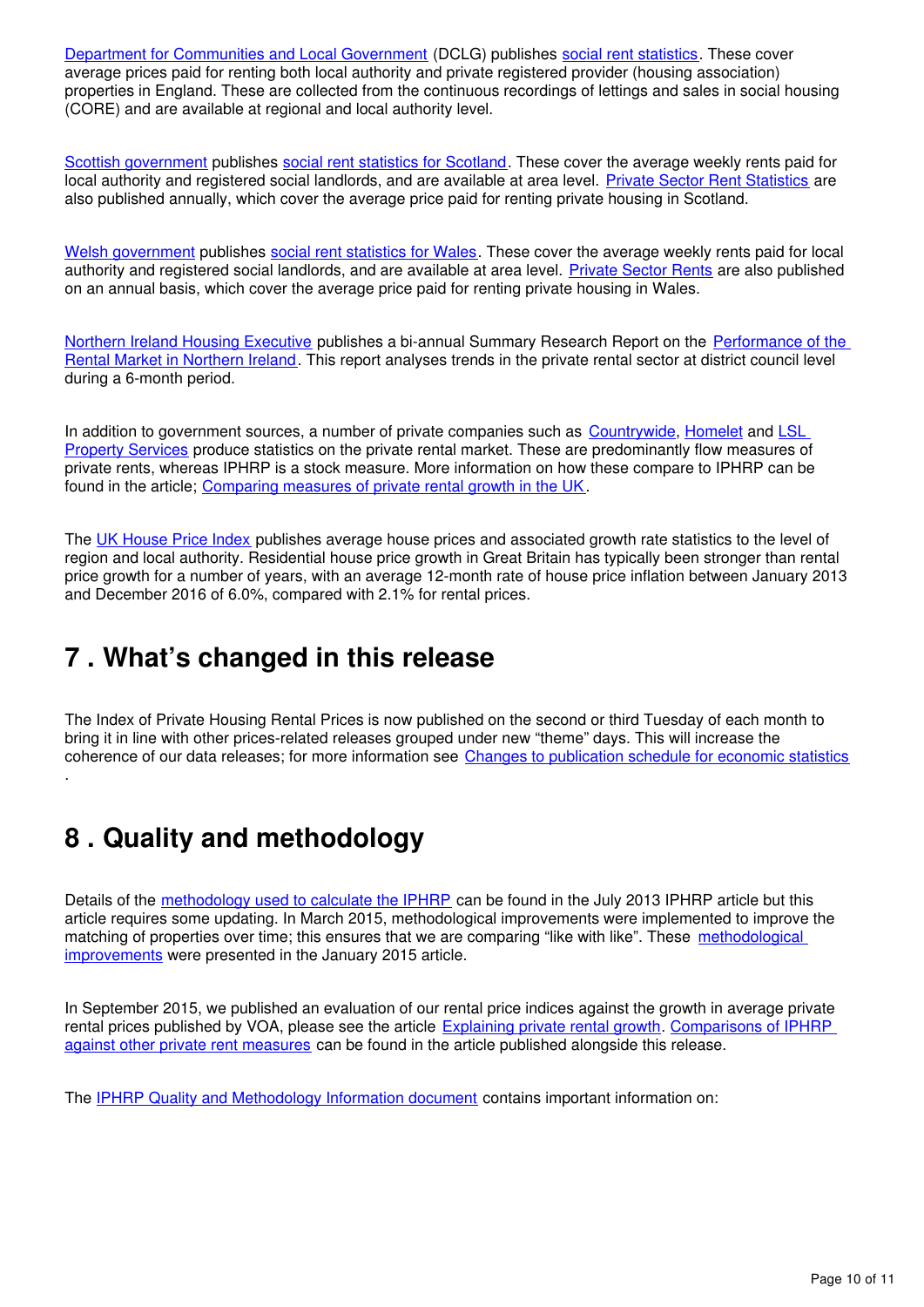Department for Communities and Local Government (DCLG) publishes social rent statistics. These cover average prices paid for renting both local authority and private registered provider (housing association) properties in England. These are collected from the continuous recordings of lettings and sales in social housing (CORE) and are available at regional and local authority level.

Scottish government publishes social rent statistics for Scotland. These cover the average weekly rents paid for local authority and registered social landlords, and are available at area level. Private Sector Rent Statistics are also published annually, which cover the average price paid for renting private housing in Scotland.

Welsh government publishes social rent statistics for Wales. These cover the average weekly rents paid for local authority and registered social landlords, and are available at area level. Private Sector Rents are also published on an annual basis, which cover the average price paid for renting private housing in Wales.

Northern Ireland Housing Executive publishes a bi-annual Summary Research Report on the Performance of the Rental Market in Northern Ireland. This report analyses trends in the private rental sector at district council level during a 6-month period.

In addition to government sources, a number of private companies such as Countrywide, Homelet and LSL Property Services produce statistics on the private rental market. These are predominantly flow measures of private rents, whereas IPHRP is a stock measure. More information on how these compare to IPHRP can be found in the article; Comparing measures of private rental growth in the UK.

The UK House Price Index publishes average house prices and associated growth rate statistics to the level of region and local authority. Residential house price growth in Great Britain has typically been stronger than rental price growth for a number of years, with an average 12-month rate of house price inflation between January 2013 and December 2016 of 6.0%, compared with 2.1% for rental prices.

## 7 . What's changed in this release

The Index of Private Housing Rental Prices is now published on the second or third Tuesday of each month to bring it in line with other prices-related releases grouped under new "theme" days. This will increase the coherence of our data releases; for more information see Changes to publication schedule for economic statistics .

## 8 . Quality and methodology

Details of the methodology used to calculate the IPHRP can be found in the July 2013 IPHRP article but this article requires some updating. In March 2015, methodological improvements were implemented to improve the matching of properties over time; this ensures that we are comparing "like with like". These methodological improvements were presented in the January 2015 article.

In September 2015, we published an evaluation of our rental price indices against the growth in average private rental prices published by VOA, please see the article Explaining private rental growth. Comparisons of IPHRP against other private rent measures can be found in the article published alongside this release.

The IPHRP Quality and Methodology Information document contains important information on: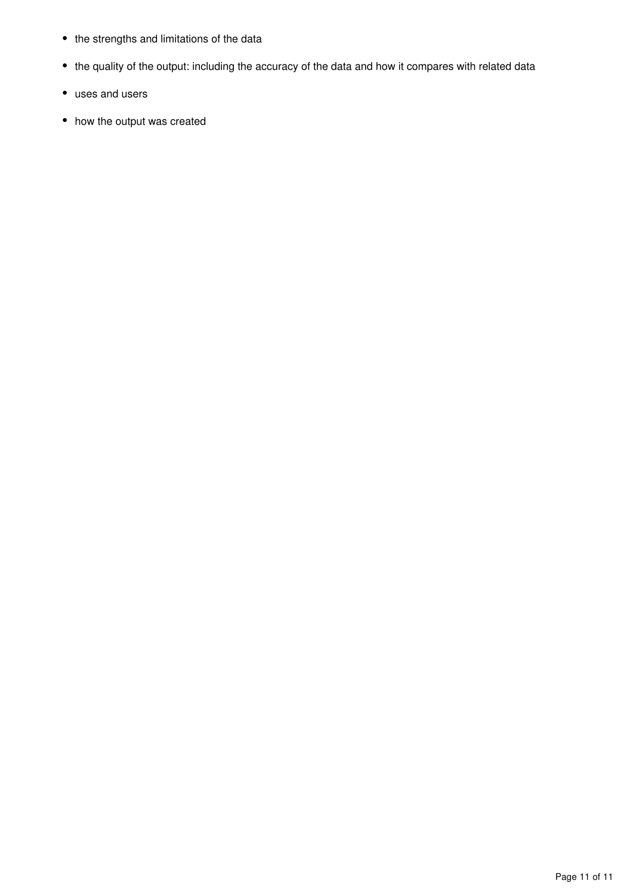- the strengths and limitations of the data
- the quality of the output: including the accuracy of the data and how it compares with related data
- uses and users
- how the output was created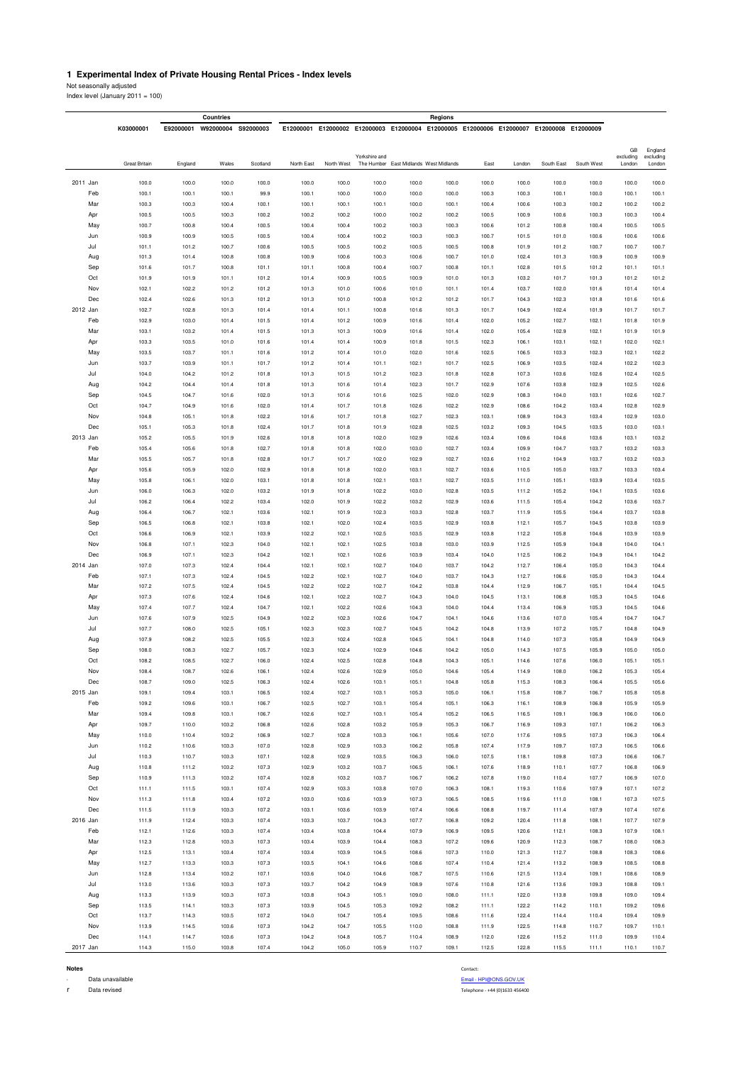# 1 Experimental Index of Private Housing Rental Prices - Index levels

Not seasonally adjusted

Index level (January 2011 = 100)

| | | | Countries | | | | | | Regions | | | | | | |
|---|---|---|---|---|---|---|---|---|---|---|---|---|---|---|---|
| | K03000001 | E92000001 | W92000004 | S92000003 | E12000001 | E12000002 | E12000003 | E12000004 | E12000005 | E12000006 | E12000007 | E12000008 | E12000009 | | |
| | Great Britain | England | Wales | Scotland | North East | North West | Yorkshire and The Humber | East Midlands | West Midlands | East | London | South East | South West | GB excluding London | England excluding London |
| 2011 Jan | 100.0 | 100.0 | 100.0 | 100.0 | 100.0 | 100.0 | 100.0 | 100.0 | 100.0 | 100.0 | 100.0 | 100.0 | 100.0 | 100.0 | 100.0 |
| Feb | 100.1 | 100.1 | 100.1 | 99.9 | 100.1 | 100.0 | 100.0 | 100.0 | 100.0 | 100.3 | 100.3 | 100.1 | 100.0 | 100.1 | 100.1 |
| Mar | 100.3 | 100.3 | 100.4 | 100.1 | 100.1 | 100.1 | 100.1 | 100.0 | 100.1 | 100.4 | 100.6 | 100.3 | 100.2 | 100.2 | 100.2 |
| Apr | 100.5 | 100.5 | 100.3 | 100.2 | 100.2 | 100.2 | 100.0 | 100.2 | 100.2 | 100.5 | 100.9 | 100.6 | 100.3 | 100.3 | 100.4 |
| May | 100.7 | 100.8 | 100.4 | 100.5 | 100.4 | 100.4 | 100.2 | 100.3 | 100.3 | 100.6 | 101.2 | 100.8 | 100.4 | 100.5 | 100.5 |
| Jun | 100.9 | 100.9 | 100.5 | 100.5 | 100.4 | 100.4 | 100.2 | 100.3 | 100.3 | 100.7 | 101.5 | 101.0 | 100.6 | 100.6 | 100.6 |
| Jul | 101.1 | 101.2 | 100.7 | 100.6 | 100.5 | 100.5 | 100.2 | 100.5 | 100.5 | 100.8 | 101.9 | 101.2 | 100.7 | 100.7 | 100.7 |
| Aug | 101.3 | 101.4 | 100.8 | 100.8 | 100.9 | 100.6 | 100.3 | 100.6 | 100.7 | 101.0 | 102.4 | 101.3 | 100.9 | 100.9 | 100.9 |
| Sep | 101.6 | 101.7 | 100.8 | 101.1 | 101.1 | 100.8 | 100.4 | 100.7 | 100.8 | 101.1 | 102.8 | 101.5 | 101.2 | 101.1 | 101.1 |
| Oct | 101.9 | 101.9 | 101.1 | 101.2 | 101.4 | 100.9 | 100.5 | 100.9 | 101.0 | 101.3 | 103.2 | 101.7 | 101.3 | 101.2 | 101.2 |
| Nov | 102.1 | 102.2 | 101.2 | 101.2 | 101.3 | 101.0 | 100.6 | 101.0 | 101.1 | 101.4 | 103.7 | 102.0 | 101.6 | 101.4 | 101.4 |
| Dec | 102.4 | 102.6 | 101.3 | 101.2 | 101.3 | 101.0 | 100.8 | 101.2 | 101.2 | 101.7 | 104.3 | 102.3 | 101.8 | 101.6 | 101.6 |
| 2012 Jan | 102.7 | 102.8 | 101.3 | 101.4 | 101.4 | 101.1 | 100.8 | 101.6 | 101.3 | 101.7 | 104.9 | 102.4 | 101.9 | 101.7 | 101.7 |
| Feb | 102.9 | 103.0 | 101.4 | 101.5 | 101.4 | 101.2 | 100.9 | 101.6 | 101.4 | 102.0 | 105.2 | 102.7 | 102.1 | 101.8 | 101.9 |
| Mar | 103.1 | 103.2 | 101.4 | 101.5 | 101.3 | 101.3 | 100.9 | 101.6 | 101.4 | 102.0 | 105.4 | 102.9 | 102.1 | 101.9 | 101.9 |
| Apr | 103.3 | 103.5 | 101.0 | 101.6 | 101.4 | 101.4 | 100.9 | 101.8 | 101.5 | 102.3 | 106.1 | 103.1 | 102.1 | 102.0 | 102.1 |
| May | 103.5 | 103.7 | 101.1 | 101.6 | 101.2 | 101.4 | 101.0 | 102.0 | 101.6 | 102.5 | 106.5 | 103.3 | 102.3 | 102.1 | 102.2 |
| Jun | 103.7 | 103.9 | 101.1 | 101.7 | 101.2 | 101.4 | 101.1 | 102.1 | 101.7 | 102.5 | 106.9 | 103.5 | 102.4 | 102.2 | 102.3 |
| Jul | 104.0 | 104.2 | 101.2 | 101.8 | 101.3 | 101.5 | 101.2 | 102.3 | 101.8 | 102.8 | 107.3 | 103.6 | 102.6 | 102.4 | 102.5 |
| Aug | 104.2 | 104.4 | 101.4 | 101.8 | 101.3 | 101.6 | 101.4 | 102.3 | 101.7 | 102.9 | 107.6 | 103.8 | 102.9 | 102.5 | 102.6 |
| Sep | 104.5 | 104.7 | 101.6 | 102.0 | 101.3 | 101.6 | 101.6 | 102.5 | 102.0 | 102.9 | 108.3 | 104.0 | 103.1 | 102.6 | 102.7 |
| Oct | 104.7 | 104.9 | 101.6 | 102.0 | 101.4 | 101.7 | 101.8 | 102.6 | 102.2 | 102.9 | 108.6 | 104.2 | 103.4 | 102.8 | 102.9 |
| Nov | 104.8 | 105.1 | 101.8 | 102.2 | 101.6 | 101.7 | 101.8 | 102.7 | 102.3 | 103.1 | 108.9 | 104.3 | 103.4 | 102.9 | 103.0 |
| Dec | 105.1 | 105.3 | 101.8 | 102.4 | 101.7 | 101.8 | 101.9 | 102.8 | 102.5 | 103.2 | 109.3 | 104.5 | 103.5 | 103.0 | 103.1 |
| 2013 Jan | 105.2 | 105.5 | 101.9 | 102.6 | 101.8 | 101.8 | 102.0 | 102.9 | 102.6 | 103.4 | 109.6 | 104.6 | 103.6 | 103.1 | 103.2 |
| Feb | 105.4 | 105.6 | 101.8 | 102.7 | 101.8 | 101.8 | 102.0 | 103.0 | 102.7 | 103.4 | 109.9 | 104.7 | 103.7 | 103.2 | 103.3 |
| Mar | 105.5 | 105.7 | 101.8 | 102.8 | 101.7 | 101.7 | 102.0 | 102.9 | 102.7 | 103.6 | 110.2 | 104.9 | 103.7 | 103.2 | 103.3 |
| Apr | 105.6 | 105.9 | 102.0 | 102.9 | 101.8 | 101.8 | 102.0 | 103.1 | 102.7 | 103.6 | 110.5 | 105.0 | 103.7 | 103.3 | 103.4 |
| May | 105.8 | 106.1 | 102.0 | 103.1 | 101.8 | 101.8 | 102.1 | 103.1 | 102.7 | 103.5 | 111.0 | 105.1 | 103.9 | 103.4 | 103.5 |
| Jun | 106.0 | 106.3 | 102.0 | 103.2 | 101.9 | 101.8 | 102.2 | 103.0 | 102.8 | 103.5 | 111.2 | 105.2 | 104.1 | 103.5 | 103.6 |
| Jul | 106.2 | 106.4 | 102.2 | 103.4 | 102.0 | 101.9 | 102.2 | 103.2 | 102.9 | 103.6 | 111.5 | 105.4 | 104.2 | 103.6 | 103.7 |
| Aug | 106.4 | 106.7 | 102.1 | 103.6 | 102.1 | 101.9 | 102.3 | 103.3 | 102.8 | 103.7 | 111.9 | 105.5 | 104.4 | 103.7 | 103.8 |
| Sep | 106.5 | 106.8 | 102.1 | 103.8 | 102.1 | 102.0 | 102.4 | 103.5 | 102.9 | 103.8 | 112.1 | 105.7 | 104.5 | 103.8 | 103.9 |
| Oct | 106.6 | 106.9 | 102.1 | 103.9 | 102.2 | 102.1 | 102.5 | 103.5 | 102.9 | 103.8 | 112.2 | 105.8 | 104.6 | 103.9 | 103.9 |
| Nov | 106.8 | 107.1 | 102.3 | 104.0 | 102.1 | 102.1 | 102.5 | 103.8 | 103.0 | 103.9 | 112.5 | 105.9 | 104.8 | 104.0 | 104.1 |
| Dec | 106.9 | 107.1 | 102.3 | 104.2 | 102.1 | 102.1 | 102.6 | 103.9 | 103.4 | 104.0 | 112.5 | 106.2 | 104.9 | 104.1 | 104.2 |
| 2014 Jan | 107.0 | 107.3 | 102.4 | 104.4 | 102.1 | 102.1 | 102.7 | 104.0 | 103.7 | 104.2 | 112.7 | 106.4 | 105.0 | 104.3 | 104.4 |
| Feb | 107.1 | 107.3 | 102.4 | 104.5 | 102.2 | 102.1 | 102.7 | 104.0 | 103.7 | 104.3 | 112.7 | 106.6 | 105.0 | 104.3 | 104.4 |
| Mar | 107.2 | 107.5 | 102.4 | 104.5 | 102.2 | 102.2 | 102.7 | 104.2 | 103.8 | 104.4 | 112.9 | 106.7 | 105.1 | 104.4 | 104.5 |
| Apr | 107.3 | 107.6 | 102.4 | 104.6 | 102.1 | 102.2 | 102.7 | 104.3 | 104.0 | 104.5 | 113.1 | 106.8 | 105.3 | 104.5 | 104.5 |
| May | 107.4 | 107.7 | 102.4 | 104.7 | 102.1 | 102.2 | 102.6 | 104.3 | 104.0 | 104.4 | 113.4 | 106.9 | 105.3 | 104.5 | 104.6 |
| Jun | 107.6 | 107.9 | 102.5 | 104.9 | 102.2 | 102.3 | 102.6 | 104.7 | 104.1 | 104.6 | 113.6 | 107.0 | 105.4 | 104.7 | 104.7 |
| Jul | 107.7 | 108.0 | 102.5 | 105.1 | 102.3 | 102.3 | 102.7 | 104.5 | 104.2 | 104.8 | 113.9 | 107.2 | 105.7 | 104.8 | 104.9 |
| Aug | 107.9 | 108.2 | 102.5 | 105.5 | 102.3 | 102.4 | 102.8 | 104.5 | 104.1 | 104.8 | 114.0 | 107.3 | 105.8 | 104.9 | 104.9 |
| Sep | 108.0 | 108.3 | 102.7 | 105.7 | 102.3 | 102.4 | 102.9 | 104.6 | 104.2 | 105.0 | 114.3 | 107.5 | 105.9 | 105.0 | 105.0 |
| Oct | 108.2 | 108.5 | 102.7 | 106.0 | 102.4 | 102.5 | 102.8 | 104.8 | 104.3 | 105.1 | 114.6 | 107.6 | 106.0 | 105.1 | 105.1 |
| Nov | 108.4 | 108.7 | 102.6 | 106.1 | 102.4 | 102.6 | 102.9 | 105.0 | 104.6 | 105.4 | 114.9 | 108.0 | 106.2 | 105.3 | 105.4 |
| Dec | 108.7 | 109.0 | 102.5 | 106.3 | 102.4 | 102.6 | 103.1 | 105.1 | 104.8 | 105.8 | 115.3 | 108.3 | 106.4 | 105.5 | 105.6 |
| 2015 Jan | 109.1 | 109.4 | 103.1 | 106.5 | 102.4 | 102.7 | 103.1 | 105.3 | 105.0 | 106.1 | 115.8 | 108.7 | 106.7 | 105.8 | 105.8 |
| Feb | 109.2 | 109.6 | 103.1 | 106.7 | 102.5 | 102.7 | 103.1 | 105.4 | 105.1 | 106.3 | 116.1 | 108.9 | 106.8 | 105.9 | 105.9 |
| Mar | 109.4 | 109.8 | 103.1 | 106.7 | 102.6 | 102.7 | 103.1 | 105.4 | 105.2 | 106.5 | 116.5 | 109.1 | 106.9 | 106.0 | 106.0 |
| Apr | 109.7 | 110.0 | 103.2 | 106.8 | 102.6 | 102.8 | 103.2 | 105.9 | 105.3 | 106.7 | 116.9 | 109.3 | 107.1 | 106.2 | 106.3 |
| May | 110.0 | 110.4 | 103.2 | 106.9 | 102.7 | 102.8 | 103.3 | 106.1 | 105.6 | 107.0 | 117.6 | 109.5 | 107.3 | 106.3 | 106.4 |
| Jun | 110.2 | 110.6 | 103.3 | 107.0 | 102.8 | 102.9 | 103.3 | 106.2 | 105.8 | 107.4 | 117.9 | 109.7 | 107.3 | 106.5 | 106.6 |
| Jul | 110.3 | 110.7 | 103.3 | 107.1 | 102.8 | 102.9 | 103.5 | 106.3 | 106.0 | 107.5 | 118.1 | 109.8 | 107.3 | 106.6 | 106.7 |
| Aug | 110.8 | 111.2 | 103.2 | 107.3 | 102.9 | 103.2 | 103.7 | 106.5 | 106.1 | 107.6 | 118.9 | 110.1 | 107.7 | 106.8 | 106.9 |
| Sep | 110.9 | 111.3 | 103.2 | 107.4 | 102.8 | 103.2 | 103.7 | 106.7 | 106.2 | 107.8 | 119.0 | 110.4 | 107.7 | 106.9 | 107.0 |
| Oct | 111.1 | 111.5 | 103.1 | 107.4 | 102.9 | 103.3 | 103.8 | 107.0 | 106.3 | 108.1 | 119.3 | 110.6 | 107.9 | 107.1 | 107.2 |
| Nov | 111.3 | 111.8 | 103.4 | 107.2 | 103.0 | 103.6 | 103.9 | 107.3 | 106.5 | 108.5 | 119.6 | 111.0 | 108.1 | 107.3 | 107.5 |
| Dec | 111.5 | 111.9 | 103.3 | 107.2 | 103.1 | 103.6 | 103.9 | 107.4 | 106.6 | 108.8 | 119.7 | 111.4 | 107.9 | 107.4 | 107.6 |
| 2016 Jan | 111.9 | 112.4 | 103.3 | 107.4 | 103.3 | 103.7 | 104.3 | 107.7 | 106.8 | 109.2 | 120.4 | 111.8 | 108.1 | 107.7 | 107.9 |
| Feb | 112.1 | 112.6 | 103.3 | 107.4 | 103.4 | 103.8 | 104.4 | 107.9 | 106.9 | 109.5 | 120.6 | 112.1 | 108.3 | 107.9 | 108.1 |
| Mar | 112.3 | 112.8 | 103.3 | 107.3 | 103.4 | 103.9 | 104.4 | 108.3 | 107.2 | 109.6 | 120.9 | 112.3 | 108.7 | 108.0 | 108.3 |
| Apr | 112.5 | 113.1 | 103.4 | 107.4 | 103.4 | 103.9 | 104.5 | 108.6 | 107.3 | 110.0 | 121.3 | 112.7 | 108.8 | 108.3 | 108.6 |
| May | 112.7 | 113.3 | 103.3 | 107.3 | 103.5 | 104.1 | 104.6 | 108.6 | 107.4 | 110.4 | 121.4 | 113.2 | 108.9 | 108.5 | 108.8 |
| Jun | 112.8 | 113.4 | 103.2 | 107.1 | 103.6 | 104.0 | 104.6 | 108.7 | 107.5 | 110.6 | 121.5 | 113.4 | 109.1 | 108.6 | 108.9 |
| Jul | 113.0 | 113.6 | 103.3 | 107.3 | 103.7 | 104.2 | 104.9 | 108.9 | 107.6 | 110.8 | 121.6 | 113.6 | 109.3 | 108.8 | 109.1 |
| Aug | 113.3 | 113.9 | 103.3 | 107.3 | 103.8 | 104.3 | 105.1 | 109.0 | 108.0 | 111.1 | 122.0 | 113.8 | 109.8 | 109.0 | 109.4 |
| Sep | 113.5 | 114.1 | 103.3 | 107.3 | 103.9 | 104.5 | 105.3 | 109.2 | 108.2 | 111.1 | 122.2 | 114.2 | 110.1 | 109.2 | 109.6 |
| Oct | 113.7 | 114.3 | 103.5 | 107.2 | 104.0 | 104.7 | 105.4 | 109.5 | 108.6 | 111.6 | 122.4 | 114.4 | 110.4 | 109.4 | 109.9 |
| Nov | 113.9 | 114.5 | 103.6 | 107.3 | 104.2 | 104.7 | 105.5 | 110.0 | 108.8 | 111.9 | 122.5 | 114.8 | 110.7 | 109.7 | 110.1 |
| Dec | 114.1 | 114.7 | 103.6 | 107.3 | 104.2 | 104.8 | 105.7 | 110.4 | 108.9 | 112.0 | 122.6 | 115.2 | 111.0 | 109.9 | 110.4 |
| 2017 Jan | 114.3 | 115.0 | 103.8 | 107.4 | 104.2 | 105.0 | 105.9 | 110.7 | 109.1 | 112.5 | 122.8 | 115.5 | 111.1 | 110.1 | 110.7 |

**Notes**

.. Data unavailable

r Data revised

Contact:

Email - HPI@ONS.GOV.UK

Telephone - +44 (0)1633 456400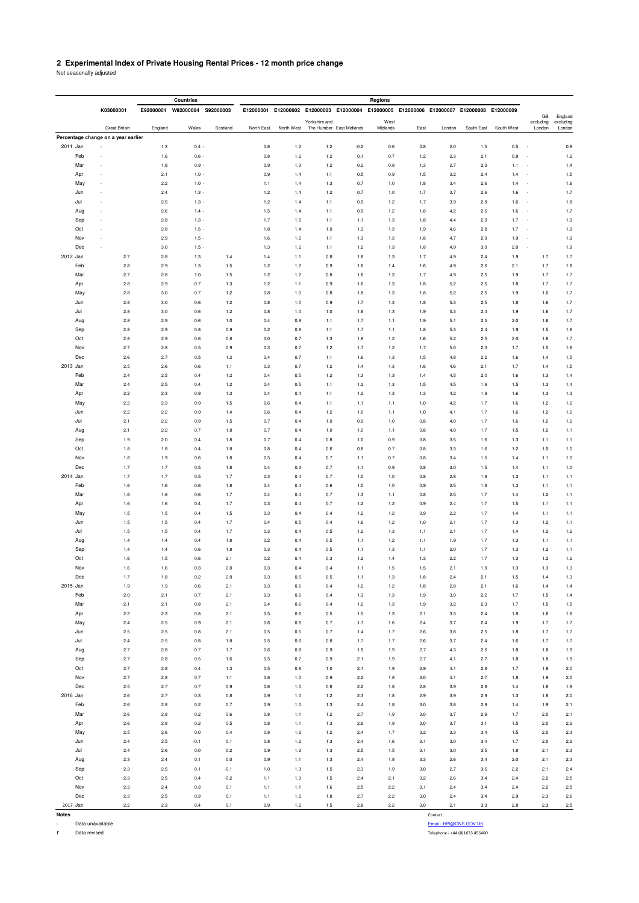## 2 Experimental Index of Private Housing Rental Prices - 12 month price change

Not seasonally adjusted

| | | | Countries | | | | | | Regions | | | | | | |
|---|---|---|---|---|---|---|---|---|---|---|---|---|---|---|---|
| | K03000001 | E92000001 | W92000004 | S92000003 | E12000001 | E12000002 | E12000003 | E12000004 | E12000005 | E12000006 | E12000007 | E12000008 | E12000009 | | |
| | Great Britain | England | Wales | Scotland | North East | North West | Yorkshire and The Humber | East Midlands | West Midlands | East | London | South East | South West | GB excluding London | England excluding London |
| **Percentage change on a year earlier** | | | | | | | | | | | | | | | |
| 2011 Jan | .. | 1.3 | 0.4 | .. | 0.6 | 1.2 | 1.2 | -0.2 | 0.6 | 0.8 | 2.0 | 1.5 | 0.5 | .. | 0.9 |
| Feb | .. | 1.6 | 0.6 | .. | 0.8 | 1.2 | 1.2 | 0.1 | 0.7 | 1.2 | 2.3 | 2.1 | 0.8 | .. | 1.2 |
| Mar | .. | 1.8 | 0.9 | .. | 0.9 | 1.3 | 1.2 | 0.2 | 0.8 | 1.3 | 2.7 | 2.3 | 1.1 | .. | 1.4 |
| Apr | .. | 2.1 | 1.0 | .. | 0.9 | 1.4 | 1.1 | 0.5 | 0.9 | 1.5 | 3.2 | 2.4 | 1.4 | .. | 1.5 |
| May | .. | 2.2 | 1.0 | .. | 1.1 | 1.4 | 1.3 | 0.7 | 1.0 | 1.8 | 3.4 | 2.6 | 1.4 | .. | 1.6 |
| Jun | .. | 2.4 | 1.3 | .. | 1.2 | 1.4 | 1.2 | 0.7 | 1.0 | 1.7 | 3.7 | 2.6 | 1.6 | .. | 1.7 |
| Jul | .. | 2.5 | 1.3 | .. | 1.2 | 1.4 | 1.1 | 0.9 | 1.2 | 1.7 | 3.9 | 2.8 | 1.6 | .. | 1.8 |
| Aug | .. | 2.6 | 1.4 | .. | 1.5 | 1.4 | 1.1 | 0.9 | 1.2 | 1.8 | 4.2 | 2.6 | 1.6 | .. | 1.7 |
| Sep | .. | 2.8 | 1.3 | .. | 1.7 | 1.5 | 1.1 | 1.1 | 1.3 | 1.8 | 4.4 | 2.9 | 1.7 | .. | 1.9 |
| Oct | .. | 2.8 | 1.5 | .. | 1.8 | 1.4 | 1.0 | 1.3 | 1.3 | 1.9 | 4.6 | 2.8 | 1.7 | .. | 1.9 |
| Nov | .. | 2.9 | 1.5 | .. | 1.6 | 1.2 | 1.1 | 1.3 | 1.3 | 1.8 | 4.7 | 2.9 | 1.9 | .. | 1.9 |
| Dec | .. | 3.0 | 1.5 | .. | 1.3 | 1.2 | 1.1 | 1.2 | 1.3 | 1.8 | 4.9 | 3.0 | 2.0 | .. | 1.9 |
| 2012 Jan | 2.7 | 2.8 | 1.3 | 1.4 | 1.4 | 1.1 | 0.8 | 1.6 | 1.3 | 1.7 | 4.9 | 2.4 | 1.9 | 1.7 | 1.7 |
| Feb | 2.8 | 2.9 | 1.3 | 1.5 | 1.2 | 1.2 | 0.9 | 1.6 | 1.4 | 1.6 | 4.9 | 2.6 | 2.1 | 1.7 | 1.8 |
| Mar | 2.7 | 2.8 | 1.0 | 1.5 | 1.2 | 1.2 | 0.8 | 1.6 | 1.3 | 1.7 | 4.9 | 2.5 | 1.9 | 1.7 | 1.7 |
| Apr | 2.8 | 2.9 | 0.7 | 1.3 | 1.2 | 1.1 | 0.9 | 1.6 | 1.3 | 1.8 | 5.2 | 2.5 | 1.8 | 1.7 | 1.7 |
| May | 2.8 | 3.0 | 0.7 | 1.2 | 0.8 | 1.0 | 0.8 | 1.8 | 1.3 | 1.8 | 5.2 | 2.5 | 1.9 | 1.6 | 1.7 |
| Jun | 2.8 | 3.0 | 0.6 | 1.2 | 0.8 | 1.0 | 0.9 | 1.7 | 1.3 | 1.8 | 5.3 | 2.5 | 1.8 | 1.6 | 1.7 |
| Jul | 2.8 | 3.0 | 0.6 | 1.2 | 0.8 | 1.0 | 1.0 | 1.8 | 1.3 | 1.9 | 5.3 | 2.4 | 1.9 | 1.6 | 1.7 |
| Aug | 2.8 | 2.9 | 0.6 | 1.0 | 0.4 | 0.9 | 1.1 | 1.7 | 1.1 | 1.9 | 5.1 | 2.5 | 2.0 | 1.6 | 1.7 |
| Sep | 2.8 | 2.9 | 0.8 | 0.9 | 0.2 | 0.8 | 1.1 | 1.7 | 1.1 | 1.8 | 5.3 | 2.4 | 1.9 | 1.5 | 1.6 |
| Oct | 2.8 | 2.9 | 0.6 | 0.8 | 0.0 | 0.7 | 1.3 | 1.8 | 1.2 | 1.6 | 5.2 | 2.5 | 2.0 | 1.6 | 1.7 |
| Nov | 2.7 | 2.8 | 0.5 | 0.9 | 0.3 | 0.7 | 1.2 | 1.7 | 1.2 | 1.7 | 5.0 | 2.3 | 1.7 | 1.5 | 1.6 |
| Dec | 2.6 | 2.7 | 0.5 | 1.2 | 0.4 | 0.7 | 1.1 | 1.6 | 1.3 | 1.5 | 4.8 | 2.2 | 1.6 | 1.4 | 1.5 |
| 2013 Jan | 2.5 | 2.6 | 0.6 | 1.1 | 0.3 | 0.7 | 1.2 | 1.4 | 1.3 | 1.6 | 4.6 | 2.1 | 1.7 | 1.4 | 1.5 |
| Feb | 2.4 | 2.5 | 0.4 | 1.2 | 0.4 | 0.5 | 1.2 | 1.3 | 1.3 | 1.4 | 4.5 | 2.0 | 1.6 | 1.3 | 1.4 |
| Mar | 2.4 | 2.5 | 0.4 | 1.2 | 0.4 | 0.5 | 1.1 | 1.2 | 1.3 | 1.5 | 4.5 | 1.9 | 1.5 | 1.3 | 1.4 |
| Apr | 2.2 | 2.3 | 0.9 | 1.3 | 0.4 | 0.4 | 1.1 | 1.2 | 1.3 | 1.3 | 4.2 | 1.9 | 1.6 | 1.3 | 1.3 |
| May | 2.2 | 2.3 | 0.9 | 1.5 | 0.6 | 0.4 | 1.1 | 1.1 | 1.1 | 1.0 | 4.2 | 1.7 | 1.6 | 1.2 | 1.2 |
| Jun | 2.2 | 2.2 | 0.9 | 1.4 | 0.6 | 0.4 | 1.2 | 1.0 | 1.1 | 1.0 | 4.1 | 1.7 | 1.6 | 1.2 | 1.2 |
| Jul | 2.1 | 2.2 | 0.9 | 1.5 | 0.7 | 0.4 | 1.0 | 0.9 | 1.0 | 0.8 | 4.0 | 1.7 | 1.6 | 1.2 | 1.2 |
| Aug | 2.1 | 2.2 | 0.7 | 1.8 | 0.7 | 0.4 | 1.0 | 1.0 | 1.1 | 0.8 | 4.0 | 1.7 | 1.5 | 1.2 | 1.1 |
| Sep | 1.9 | 2.0 | 0.4 | 1.8 | 0.7 | 0.4 | 0.8 | 1.0 | 0.9 | 0.8 | 3.5 | 1.6 | 1.3 | 1.1 | 1.1 |
| Oct | 1.8 | 1.8 | 0.4 | 1.8 | 0.8 | 0.4 | 0.6 | 0.8 | 0.7 | 0.8 | 3.3 | 1.6 | 1.2 | 1.0 | 1.0 |
| Nov | 1.8 | 1.9 | 0.6 | 1.8 | 0.5 | 0.4 | 0.7 | 1.1 | 0.7 | 0.8 | 3.4 | 1.5 | 1.4 | 1.1 | 1.0 |
| Dec | 1.7 | 1.7 | 0.5 | 1.8 | 0.4 | 0.3 | 0.7 | 1.1 | 0.9 | 0.8 | 3.0 | 1.5 | 1.4 | 1.1 | 1.0 |
| 2014 Jan | 1.7 | 1.7 | 0.5 | 1.7 | 0.3 | 0.4 | 0.7 | 1.0 | 1.0 | 0.8 | 2.8 | 1.8 | 1.3 | 1.1 | 1.1 |
| Feb | 1.6 | 1.6 | 0.6 | 1.8 | 0.4 | 0.4 | 0.6 | 1.0 | 1.0 | 0.9 | 2.5 | 1.8 | 1.3 | 1.1 | 1.1 |
| Mar | 1.6 | 1.6 | 0.6 | 1.7 | 0.4 | 0.4 | 0.7 | 1.3 | 1.1 | 0.8 | 2.5 | 1.7 | 1.4 | 1.2 | 1.1 |
| Apr | 1.6 | 1.6 | 0.4 | 1.7 | 0.3 | 0.4 | 0.7 | 1.2 | 1.2 | 0.9 | 2.4 | 1.7 | 1.5 | 1.1 | 1.1 |
| May | 1.5 | 1.5 | 0.4 | 1.5 | 0.3 | 0.4 | 0.4 | 1.2 | 1.2 | 0.9 | 2.2 | 1.7 | 1.4 | 1.1 | 1.1 |
| Jun | 1.5 | 1.5 | 0.4 | 1.7 | 0.4 | 0.5 | 0.4 | 1.6 | 1.2 | 1.0 | 2.1 | 1.7 | 1.3 | 1.2 | 1.1 |
| Jul | 1.5 | 1.5 | 0.4 | 1.7 | 0.3 | 0.4 | 0.5 | 1.2 | 1.3 | 1.1 | 2.1 | 1.7 | 1.4 | 1.2 | 1.2 |
| Aug | 1.4 | 1.4 | 0.4 | 1.8 | 0.2 | 0.4 | 0.5 | 1.1 | 1.2 | 1.1 | 1.9 | 1.7 | 1.3 | 1.1 | 1.1 |
| Sep | 1.4 | 1.4 | 0.6 | 1.8 | 0.3 | 0.4 | 0.5 | 1.1 | 1.3 | 1.1 | 2.0 | 1.7 | 1.3 | 1.2 | 1.1 |
| Oct | 1.6 | 1.5 | 0.6 | 2.1 | 0.2 | 0.4 | 0.3 | 1.2 | 1.4 | 1.3 | 2.2 | 1.7 | 1.3 | 1.2 | 1.2 |
| Nov | 1.6 | 1.6 | 0.3 | 2.0 | 0.3 | 0.4 | 0.4 | 1.1 | 1.5 | 1.5 | 2.1 | 1.9 | 1.3 | 1.3 | 1.3 |
| Dec | 1.7 | 1.8 | 0.2 | 2.0 | 0.3 | 0.5 | 0.5 | 1.1 | 1.3 | 1.8 | 2.4 | 2.1 | 1.5 | 1.4 | 1.3 |
| 2015 Jan | 1.9 | 1.9 | 0.6 | 2.1 | 0.3 | 0.6 | 0.4 | 1.2 | 1.2 | 1.8 | 2.8 | 2.1 | 1.6 | 1.4 | 1.4 |
| Feb | 2.0 | 2.1 | 0.7 | 2.1 | 0.3 | 0.6 | 0.4 | 1.3 | 1.3 | 1.9 | 3.0 | 2.2 | 1.7 | 1.5 | 1.4 |
| Mar | 2.1 | 2.1 | 0.8 | 2.1 | 0.4 | 0.6 | 0.4 | 1.2 | 1.3 | 1.9 | 3.2 | 2.3 | 1.7 | 1.5 | 1.5 |
| Apr | 2.2 | 2.3 | 0.8 | 2.1 | 0.5 | 0.6 | 0.5 | 1.5 | 1.3 | 2.1 | 3.3 | 2.4 | 1.8 | 1.6 | 1.6 |
| May | 2.4 | 2.5 | 0.9 | 2.1 | 0.6 | 0.6 | 0.7 | 1.7 | 1.6 | 2.4 | 3.7 | 2.4 | 1.9 | 1.7 | 1.7 |
| Jun | 2.5 | 2.5 | 0.8 | 2.1 | 0.5 | 0.5 | 0.7 | 1.4 | 1.7 | 2.6 | 3.8 | 2.5 | 1.8 | 1.7 | 1.7 |
| Jul | 2.4 | 2.5 | 0.8 | 1.8 | 0.5 | 0.6 | 0.8 | 1.7 | 1.7 | 2.6 | 3.7 | 2.4 | 1.6 | 1.7 | 1.7 |
| Aug | 2.7 | 2.8 | 0.7 | 1.7 | 0.6 | 0.8 | 0.9 | 1.9 | 1.9 | 2.7 | 4.3 | 2.6 | 1.8 | 1.8 | 1.9 |
| Sep | 2.7 | 2.8 | 0.5 | 1.6 | 0.5 | 0.7 | 0.9 | 2.1 | 1.9 | 2.7 | 4.1 | 2.7 | 1.8 | 1.8 | 1.9 |
| Oct | 2.7 | 2.8 | 0.4 | 1.3 | 0.5 | 0.8 | 1.0 | 2.1 | 1.9 | 2.9 | 4.1 | 2.8 | 1.7 | 1.9 | 2.0 |
| Nov | 2.7 | 2.8 | 0.7 | 1.1 | 0.6 | 1.0 | 0.9 | 2.2 | 1.8 | 3.0 | 4.1 | 2.7 | 1.8 | 1.9 | 2.0 |
| Dec | 2.5 | 2.7 | 0.7 | 0.9 | 0.6 | 1.0 | 0.8 | 2.2 | 1.8 | 2.8 | 3.9 | 2.8 | 1.4 | 1.8 | 1.9 |
| 2016 Jan | 2.6 | 2.7 | 0.3 | 0.8 | 0.9 | 1.0 | 1.2 | 2.3 | 1.8 | 2.9 | 3.9 | 2.9 | 1.3 | 1.8 | 2.0 |
| Feb | 2.6 | 2.8 | 0.2 | 0.7 | 0.9 | 1.0 | 1.3 | 2.4 | 1.8 | 3.0 | 3.8 | 2.9 | 1.4 | 1.9 | 2.1 |
| Mar | 2.6 | 2.8 | 0.2 | 0.6 | 0.8 | 1.1 | 1.2 | 2.7 | 1.9 | 3.0 | 3.7 | 2.9 | 1.7 | 2.0 | 2.1 |
| Apr | 2.6 | 2.8 | 0.2 | 0.5 | 0.8 | 1.1 | 1.3 | 2.6 | 1.9 | 3.0 | 3.7 | 3.1 | 1.5 | 2.0 | 2.2 |
| May | 2.5 | 2.6 | 0.0 | 0.4 | 0.8 | 1.2 | 1.2 | 2.4 | 1.7 | 3.2 | 3.3 | 3.4 | 1.5 | 2.0 | 2.3 |
| Jun | 2.4 | 2.5 | -0.1 | 0.1 | 0.8 | 1.2 | 1.3 | 2.4 | 1.6 | 3.1 | 3.0 | 3.4 | 1.7 | 2.0 | 2.2 |
| Jul | 2.4 | 2.6 | 0.0 | 0.2 | 0.9 | 1.2 | 1.3 | 2.5 | 1.5 | 3.1 | 3.0 | 3.5 | 1.8 | 2.1 | 2.3 |
| Aug | 2.3 | 2.4 | 0.1 | 0.0 | 0.9 | 1.1 | 1.3 | 2.4 | 1.8 | 3.3 | 2.6 | 3.4 | 2.0 | 2.1 | 2.3 |
| Sep | 2.3 | 2.5 | 0.1 | -0.1 | 1.0 | 1.3 | 1.5 | 2.3 | 1.9 | 3.0 | 2.7 | 3.5 | 2.2 | 2.1 | 2.4 |
| Oct | 2.3 | 2.5 | 0.4 | -0.2 | 1.1 | 1.3 | 1.5 | 2.4 | 2.1 | 3.2 | 2.6 | 3.4 | 2.4 | 2.2 | 2.5 |
| Nov | 2.3 | 2.4 | 0.3 | 0.1 | 1.1 | 1.1 | 1.6 | 2.5 | 2.2 | 3.1 | 2.4 | 3.4 | 2.4 | 2.2 | 2.5 |
| Dec | 2.3 | 2.5 | 0.3 | 0.1 | 1.1 | 1.2 | 1.8 | 2.7 | 2.2 | 3.0 | 2.4 | 3.4 | 2.9 | 2.3 | 2.6 |
| 2017 Jan | 2.2 | 2.3 | 0.4 | 0.1 | 0.9 | 1.2 | 1.5 | 2.8 | 2.2 | 3.0 | 2.1 | 3.3 | 2.8 | 2.3 | 2.5 |

**Notes**

.. Data unavailable

r Data revised

Contact:

Email - HPI@ONS.GOV.UK

Telephone - +44 (0)1633 456400